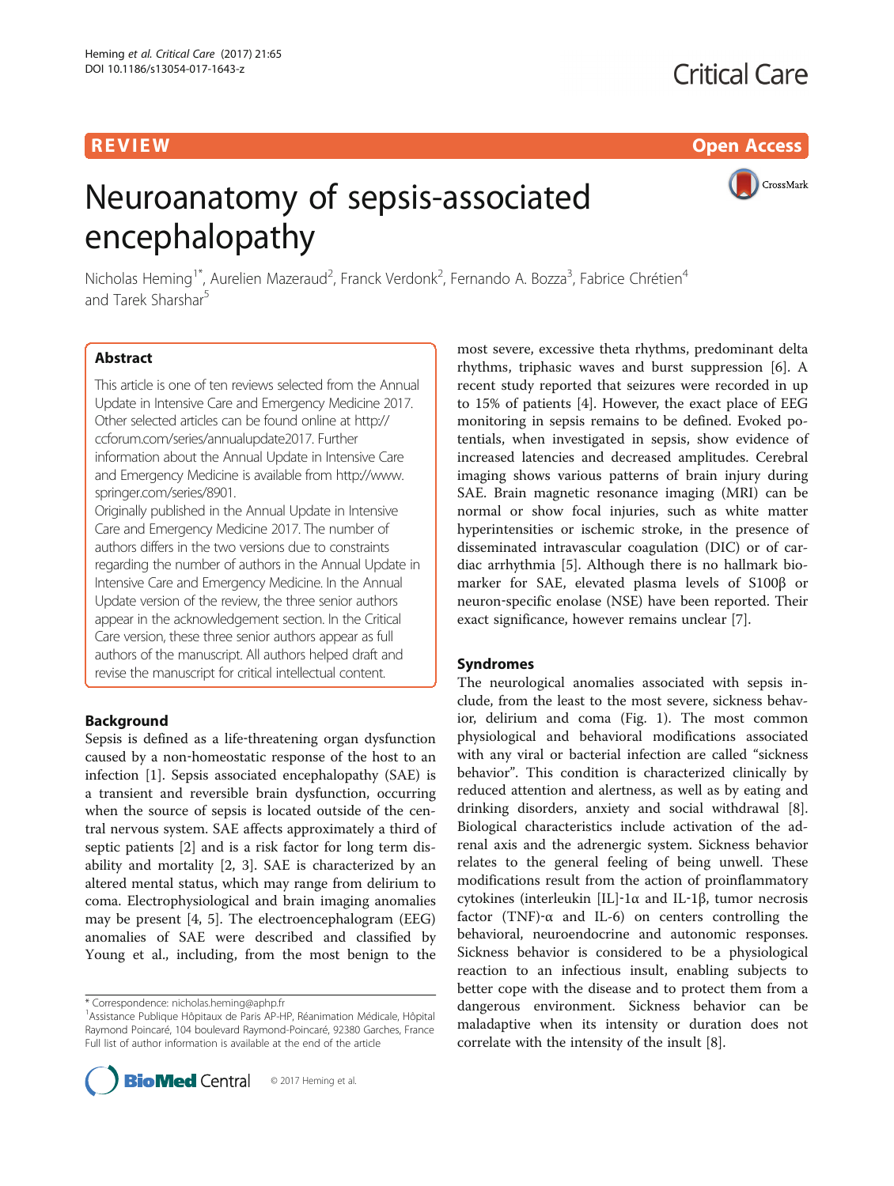# Neuroanatomy of sepsis-associated encephalopathy

Nicholas Heming[1*], Aurelien Mazeraud[2], Franck Verdonk[2], Fernando A. Bozza[3], Fabrice Chrétien[4] and Tarek Sharshar[5]

## Abstract

This article is one of ten reviews selected from the Annual Update in Intensive Care and Emergency Medicine 2017. Other selected articles can be found online at http://ccforum.com/series/annualupdate2017. Further information about the Annual Update in Intensive Care and Emergency Medicine is available from http://www.springer.com/series/8901.

Originally published in the Annual Update in Intensive Care and Emergency Medicine 2017. The number of authors differs in the two versions due to constraints regarding the number of authors in the Annual Update in Intensive Care and Emergency Medicine. In the Annual Update version of the review, the three senior authors appear in the acknowledgement section. In the Critical Care version, these three senior authors appear as full authors of the manuscript. All authors helped draft and revise the manuscript for critical intellectual content.

## Background

Sepsis is defined as a life-threatening organ dysfunction caused by a non-homeostatic response of the host to an infection [1]. Sepsis associated encephalopathy (SAE) is a transient and reversible brain dysfunction, occurring when the source of sepsis is located outside of the central nervous system. SAE affects approximately a third of septic patients [2] and is a risk factor for long term disability and mortality [2, 3]. SAE is characterized by an altered mental status, which may range from delirium to coma. Electrophysiological and brain imaging anomalies may be present [4, 5]. The electroencephalogram (EEG) anomalies of SAE were described and classified by Young et al., including, from the most benign to the most severe, excessive theta rhythms, predominant delta rhythms, triphasic waves and burst suppression [6]. A recent study reported that seizures were recorded in up to 15% of patients [4]. However, the exact place of EEG monitoring in sepsis remains to be defined. Evoked potentials, when investigated in sepsis, show evidence of increased latencies and decreased amplitudes. Cerebral imaging shows various patterns of brain injury during SAE. Brain magnetic resonance imaging (MRI) can be normal or show focal injuries, such as white matter hyperintensities or ischemic stroke, in the presence of disseminated intravascular coagulation (DIC) or of cardiac arrhythmia [5]. Although there is no hallmark biomarker for SAE, elevated plasma levels of S100β or neuron-specific enolase (NSE) have been reported. Their exact significance, however remains unclear [7].

## Syndromes

The neurological anomalies associated with sepsis include, from the least to the most severe, sickness behavior, delirium and coma (Fig. 1). The most common physiological and behavioral modifications associated with any viral or bacterial infection are called "sickness behavior". This condition is characterized clinically by reduced attention and alertness, as well as by eating and drinking disorders, anxiety and social withdrawal [8]. Biological characteristics include activation of the adrenal axis and the adrenergic system. Sickness behavior relates to the general feeling of being unwell. These modifications result from the action of proinflammatory cytokines (interleukin [IL]-1α and IL-1β, tumor necrosis factor (TNF)-α and IL-6) on centers controlling the behavioral, neuroendocrine and autonomic responses. Sickness behavior is considered to be a physiological reaction to an infectious insult, enabling subjects to better cope with the disease and to protect them from a dangerous environment. Sickness behavior can be maladaptive when its intensity or duration does not correlate with the intensity of the insult [8].

* Correspondence: nicholas.heming@aphp.fr
[1] Assistance Publique Hôpitaux de Paris AP-HP, Réanimation Médicale, Hôpital Raymond Poincaré, 104 boulevard Raymond-Poincaré, 92380 Garches, France
Full list of author information is available at the end of the article

© 2017 Heming et al.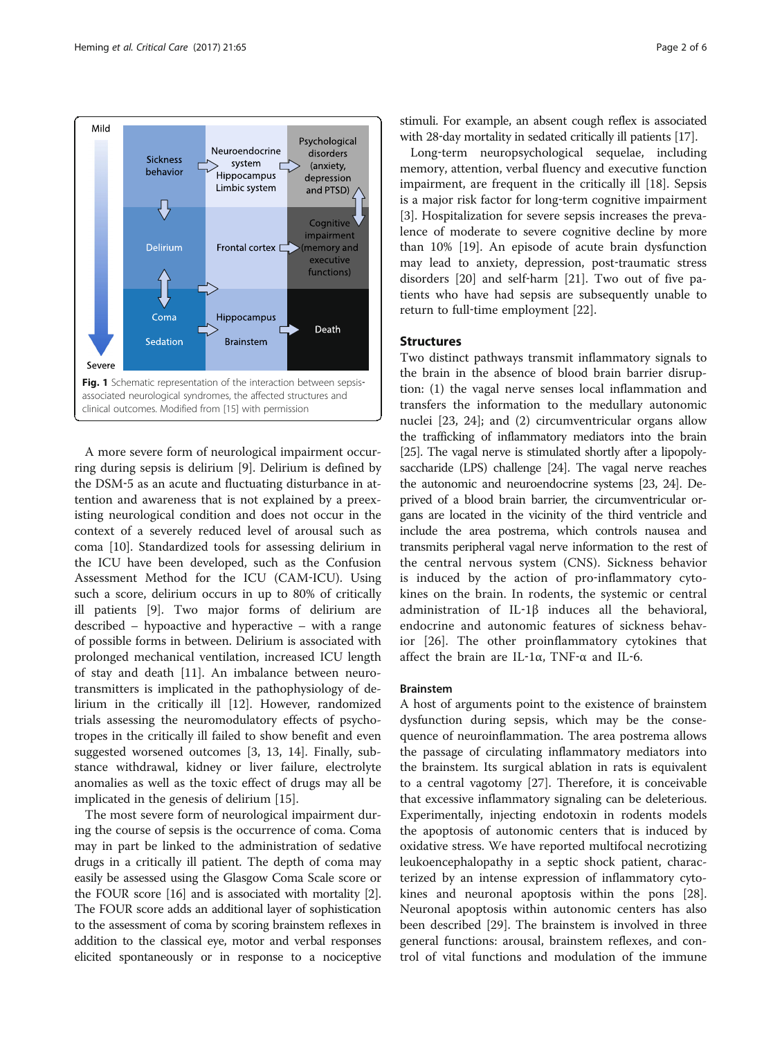**Fig. 1** Schematic representation of the interaction between sepsis-associated neurological syndromes, the affected structures and clinical outcomes. Modified from [15] with permission

A more severe form of neurological impairment occurring during sepsis is delirium [9]. Delirium is defined by the DSM-5 as an acute and fluctuating disturbance in attention and awareness that is not explained by a preexisting neurological condition and does not occur in the context of a severely reduced level of arousal such as coma [10]. Standardized tools for assessing delirium in the ICU have been developed, such as the Confusion Assessment Method for the ICU (CAM-ICU). Using such a score, delirium occurs in up to 80% of critically ill patients [9]. Two major forms of delirium are described – hypoactive and hyperactive – with a range of possible forms in between. Delirium is associated with prolonged mechanical ventilation, increased ICU length of stay and death [11]. An imbalance between neurotransmitters is implicated in the pathophysiology of delirium in the critically ill [12]. However, randomized trials assessing the neuromodulatory effects of psychotropes in the critically ill failed to show benefit and even suggested worsened outcomes [3, 13, 14]. Finally, substance withdrawal, kidney or liver failure, electrolyte anomalies as well as the toxic effect of drugs may all be implicated in the genesis of delirium [15].

The most severe form of neurological impairment during the course of sepsis is the occurrence of coma. Coma may in part be linked to the administration of sedative drugs in a critically ill patient. The depth of coma may easily be assessed using the Glasgow Coma Scale score or the FOUR score [16] and is associated with mortality [2]. The FOUR score adds an additional layer of sophistication to the assessment of coma by scoring brainstem reflexes in addition to the classical eye, motor and verbal responses elicited spontaneously or in response to a nociceptive stimuli. For example, an absent cough reflex is associated with 28-day mortality in sedated critically ill patients [17].

Long-term neuropsychological sequelae, including memory, attention, verbal fluency and executive function impairment, are frequent in the critically ill [18]. Sepsis is a major risk factor for long-term cognitive impairment [3]. Hospitalization for severe sepsis increases the prevalence of moderate to severe cognitive decline by more than 10% [19]. An episode of acute brain dysfunction may lead to anxiety, depression, post-traumatic stress disorders [20] and self-harm [21]. Two out of five patients who have had sepsis are subsequently unable to return to full-time employment [22].

## Structures

Two distinct pathways transmit inflammatory signals to the brain in the absence of blood brain barrier disruption: (1) the vagal nerve senses local inflammation and transfers the information to the medullary autonomic nuclei [23, 24]; and (2) circumventricular organs allow the trafficking of inflammatory mediators into the brain [25]. The vagal nerve is stimulated shortly after a lipopolysaccharide (LPS) challenge [24]. The vagal nerve reaches the autonomic and neuroendocrine systems [23, 24]. Deprived of a blood brain barrier, the circumventricular organs are located in the vicinity of the third ventricle and include the area postrema, which controls nausea and transmits peripheral vagal nerve information to the rest of the central nervous system (CNS). Sickness behavior is induced by the action of pro-inflammatory cytokines on the brain. In rodents, the systemic or central administration of IL-1β induces all the behavioral, endocrine and autonomic features of sickness behavior [26]. The other proinflammatory cytokines that affect the brain are IL-1α, TNF-α and IL-6.

### Brainstem

A host of arguments point to the existence of brainstem dysfunction during sepsis, which may be the consequence of neuroinflammation. The area postrema allows the passage of circulating inflammatory mediators into the brainstem. Its surgical ablation in rats is equivalent to a central vagotomy [27]. Therefore, it is conceivable that excessive inflammatory signaling can be deleterious. Experimentally, injecting endotoxin in rodents models the apoptosis of autonomic centers that is induced by oxidative stress. We have reported multifocal necrotizing leukoencephalopathy in a septic shock patient, characterized by an intense expression of inflammatory cytokines and neuronal apoptosis within the pons [28]. Neuronal apoptosis within autonomic centers has also been described [29]. The brainstem is involved in three general functions: arousal, brainstem reflexes, and control of vital functions and modulation of the immune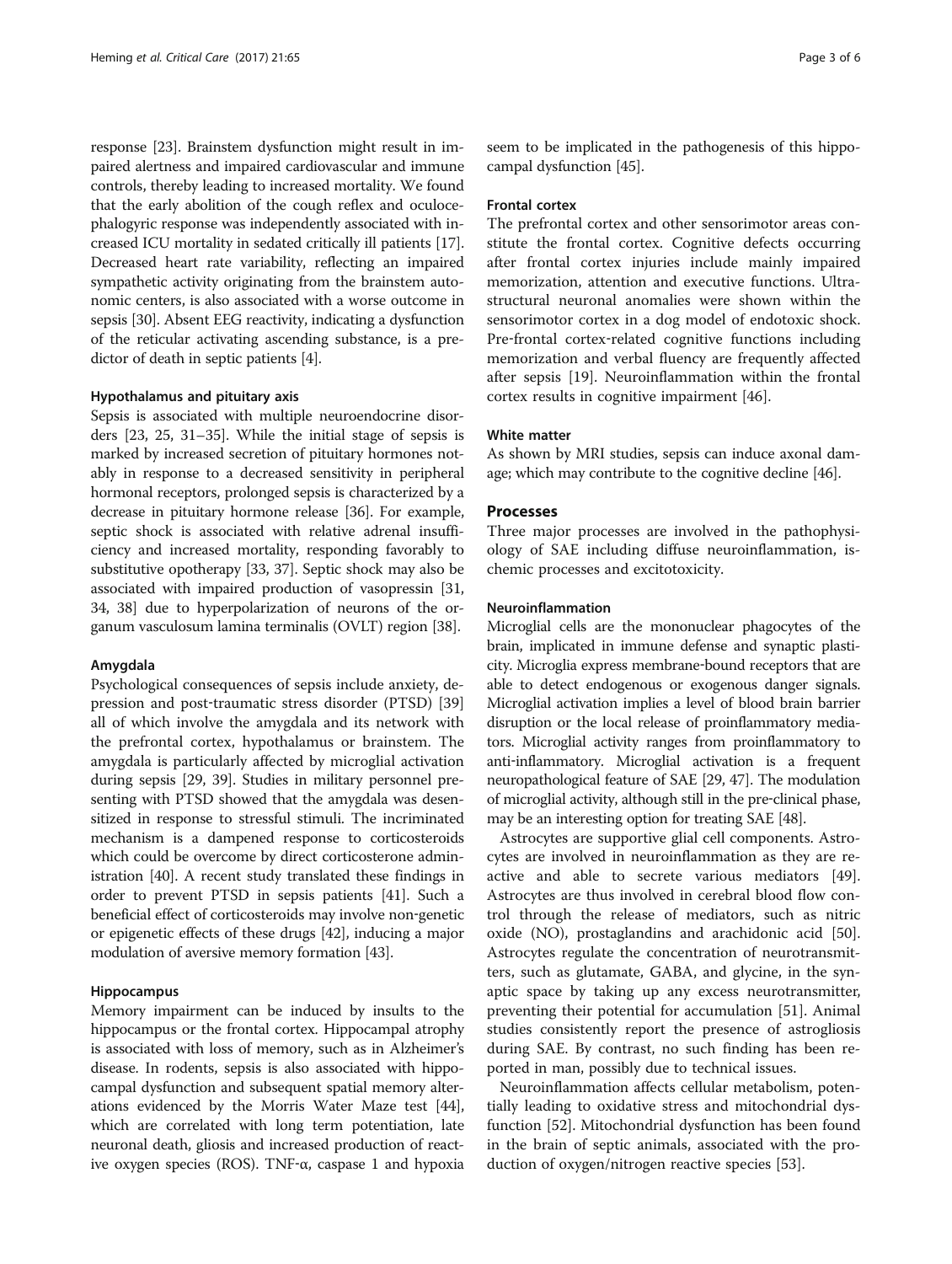response [23]. Brainstem dysfunction might result in impaired alertness and impaired cardiovascular and immune controls, thereby leading to increased mortality. We found that the early abolition of the cough reflex and oculocephalogyric response was independently associated with increased ICU mortality in sedated critically ill patients [17]. Decreased heart rate variability, reflecting an impaired sympathetic activity originating from the brainstem autonomic centers, is also associated with a worse outcome in sepsis [30]. Absent EEG reactivity, indicating a dysfunction of the reticular activating ascending substance, is a predictor of death in septic patients [4].

#### Hypothalamus and pituitary axis

Sepsis is associated with multiple neuroendocrine disorders [23, 25, 31–35]. While the initial stage of sepsis is marked by increased secretion of pituitary hormones notably in response to a decreased sensitivity in peripheral hormonal receptors, prolonged sepsis is characterized by a decrease in pituitary hormone release [36]. For example, septic shock is associated with relative adrenal insufficiency and increased mortality, responding favorably to substitutive opotherapy [33, 37]. Septic shock may also be associated with impaired production of vasopressin [31, 34, 38] due to hyperpolarization of neurons of the organum vasculosum lamina terminalis (OVLT) region [38].

#### Amygdala

Psychological consequences of sepsis include anxiety, depression and post-traumatic stress disorder (PTSD) [39] all of which involve the amygdala and its network with the prefrontal cortex, hypothalamus or brainstem. The amygdala is particularly affected by microglial activation during sepsis [29, 39]. Studies in military personnel presenting with PTSD showed that the amygdala was desensitized in response to stressful stimuli. The incriminated mechanism is a dampened response to corticosteroids which could be overcome by direct corticosterone administration [40]. A recent study translated these findings in order to prevent PTSD in sepsis patients [41]. Such a beneficial effect of corticosteroids may involve non-genetic or epigenetic effects of these drugs [42], inducing a major modulation of aversive memory formation [43].

#### Hippocampus

Memory impairment can be induced by insults to the hippocampus or the frontal cortex. Hippocampal atrophy is associated with loss of memory, such as in Alzheimer's disease. In rodents, sepsis is also associated with hippocampal dysfunction and subsequent spatial memory alterations evidenced by the Morris Water Maze test [44], which are correlated with long term potentiation, late neuronal death, gliosis and increased production of reactive oxygen species (ROS). TNF-α, caspase 1 and hypoxia seem to be implicated in the pathogenesis of this hippocampal dysfunction [45].

#### Frontal cortex

The prefrontal cortex and other sensorimotor areas constitute the frontal cortex. Cognitive defects occurring after frontal cortex injuries include mainly impaired memorization, attention and executive functions. Ultrastructural neuronal anomalies were shown within the sensorimotor cortex in a dog model of endotoxic shock. Pre-frontal cortex-related cognitive functions including memorization and verbal fluency are frequently affected after sepsis [19]. Neuroinflammation within the frontal cortex results in cognitive impairment [46].

#### White matter

As shown by MRI studies, sepsis can induce axonal damage; which may contribute to the cognitive decline [46].

## Processes

Three major processes are involved in the pathophysiology of SAE including diffuse neuroinflammation, ischemic processes and excitotoxicity.

#### Neuroinflammation

Microglial cells are the mononuclear phagocytes of the brain, implicated in immune defense and synaptic plasticity. Microglia express membrane-bound receptors that are able to detect endogenous or exogenous danger signals. Microglial activation implies a level of blood brain barrier disruption or the local release of proinflammatory mediators. Microglial activity ranges from proinflammatory to anti-inflammatory. Microglial activation is a frequent neuropathological feature of SAE [29, 47]. The modulation of microglial activity, although still in the pre-clinical phase, may be an interesting option for treating SAE [48].

Astrocytes are supportive glial cell components. Astrocytes are involved in neuroinflammation as they are reactive and able to secrete various mediators [49]. Astrocytes are thus involved in cerebral blood flow control through the release of mediators, such as nitric oxide (NO), prostaglandins and arachidonic acid [50]. Astrocytes regulate the concentration of neurotransmitters, such as glutamate, GABA, and glycine, in the synaptic space by taking up any excess neurotransmitter, preventing their potential for accumulation [51]. Animal studies consistently report the presence of astrogliosis during SAE. By contrast, no such finding has been reported in man, possibly due to technical issues.

Neuroinflammation affects cellular metabolism, potentially leading to oxidative stress and mitochondrial dysfunction [52]. Mitochondrial dysfunction has been found in the brain of septic animals, associated with the production of oxygen/nitrogen reactive species [53].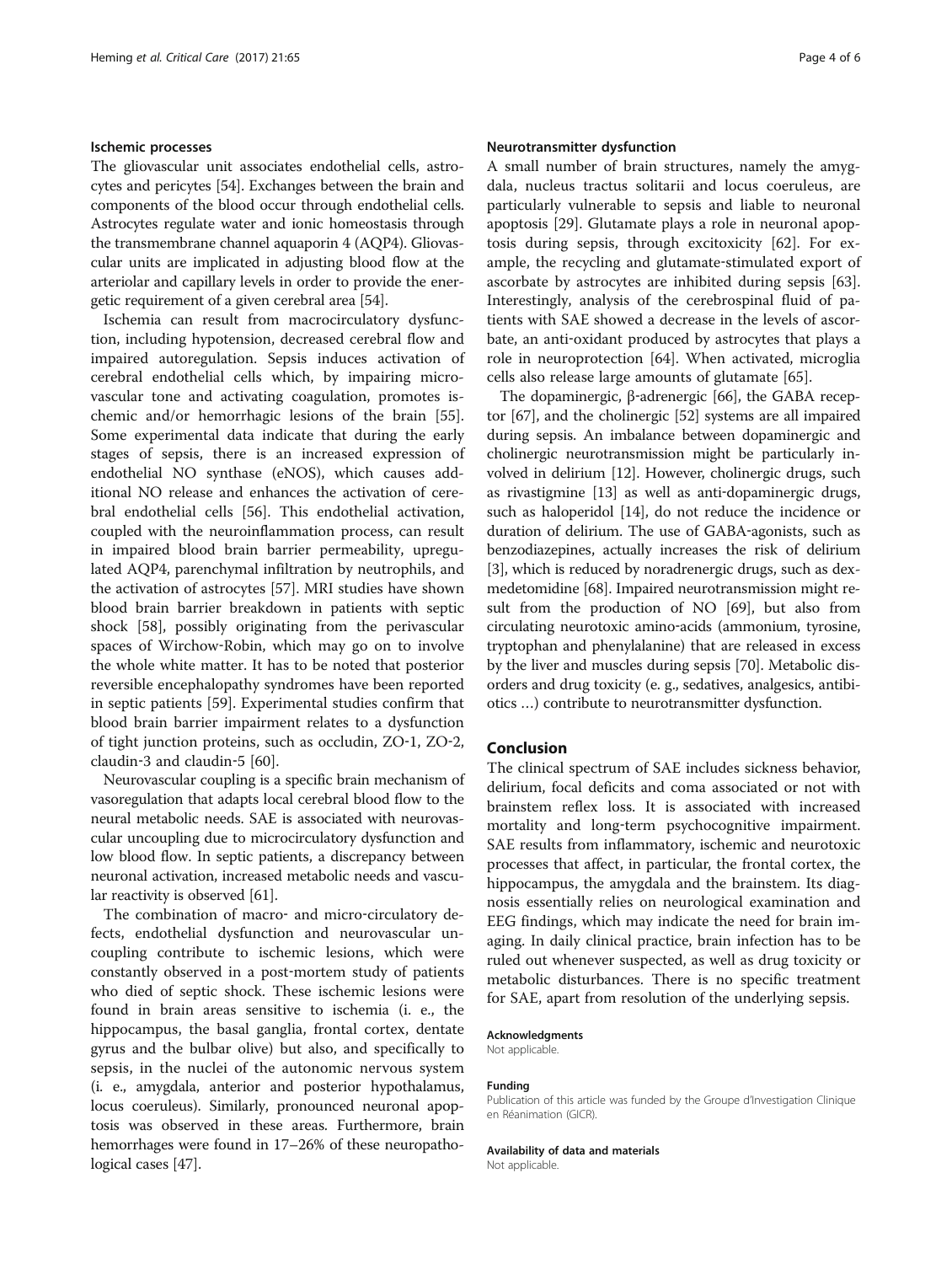### Ischemic processes

The gliovascular unit associates endothelial cells, astrocytes and pericytes [54]. Exchanges between the brain and components of the blood occur through endothelial cells. Astrocytes regulate water and ionic homeostasis through the transmembrane channel aquaporin 4 (AQP4). Gliovascular units are implicated in adjusting blood flow at the arteriolar and capillary levels in order to provide the energetic requirement of a given cerebral area [54].

Ischemia can result from macrocirculatory dysfunction, including hypotension, decreased cerebral flow and impaired autoregulation. Sepsis induces activation of cerebral endothelial cells which, by impairing microvascular tone and activating coagulation, promotes ischemic and/or hemorrhagic lesions of the brain [55]. Some experimental data indicate that during the early stages of sepsis, there is an increased expression of endothelial NO synthase (eNOS), which causes additional NO release and enhances the activation of cerebral endothelial cells [56]. This endothelial activation, coupled with the neuroinflammation process, can result in impaired blood brain barrier permeability, upregulated AQP4, parenchymal infiltration by neutrophils, and the activation of astrocytes [57]. MRI studies have shown blood brain barrier breakdown in patients with septic shock [58], possibly originating from the perivascular spaces of Wirchow-Robin, which may go on to involve the whole white matter. It has to be noted that posterior reversible encephalopathy syndromes have been reported in septic patients [59]. Experimental studies confirm that blood brain barrier impairment relates to a dysfunction of tight junction proteins, such as occludin, ZO-1, ZO-2, claudin-3 and claudin-5 [60].

Neurovascular coupling is a specific brain mechanism of vasoregulation that adapts local cerebral blood flow to the neural metabolic needs. SAE is associated with neurovascular uncoupling due to microcirculatory dysfunction and low blood flow. In septic patients, a discrepancy between neuronal activation, increased metabolic needs and vascular reactivity is observed [61].

The combination of macro- and micro-circulatory defects, endothelial dysfunction and neurovascular uncoupling contribute to ischemic lesions, which were constantly observed in a post-mortem study of patients who died of septic shock. These ischemic lesions were found in brain areas sensitive to ischemia (i. e., the hippocampus, the basal ganglia, frontal cortex, dentate gyrus and the bulbar olive) but also, and specifically to sepsis, in the nuclei of the autonomic nervous system (i. e., amygdala, anterior and posterior hypothalamus, locus coeruleus). Similarly, pronounced neuronal apoptosis was observed in these areas. Furthermore, brain hemorrhages were found in 17–26% of these neuropathological cases [47].

### Neurotransmitter dysfunction

A small number of brain structures, namely the amygdala, nucleus tractus solitarii and locus coeruleus, are particularly vulnerable to sepsis and liable to neuronal apoptosis [29]. Glutamate plays a role in neuronal apoptosis during sepsis, through excitoxicity [62]. For example, the recycling and glutamate-stimulated export of ascorbate by astrocytes are inhibited during sepsis [63]. Interestingly, analysis of the cerebrospinal fluid of patients with SAE showed a decrease in the levels of ascorbate, an anti-oxidant produced by astrocytes that plays a role in neuroprotection [64]. When activated, microglia cells also release large amounts of glutamate [65].

The dopaminergic, β-adrenergic [66], the GABA receptor [67], and the cholinergic [52] systems are all impaired during sepsis. An imbalance between dopaminergic and cholinergic neurotransmission might be particularly involved in delirium [12]. However, cholinergic drugs, such as rivastigmine [13] as well as anti-dopaminergic drugs, such as haloperidol [14], do not reduce the incidence or duration of delirium. The use of GABA-agonists, such as benzodiazepines, actually increases the risk of delirium [3], which is reduced by noradrenergic drugs, such as dexmedetomidine [68]. Impaired neurotransmission might result from the production of NO [69], but also from circulating neurotoxic amino-acids (ammonium, tyrosine, tryptophan and phenylalanine) that are released in excess by the liver and muscles during sepsis [70]. Metabolic disorders and drug toxicity (e. g., sedatives, analgesics, antibiotics …) contribute to neurotransmitter dysfunction.

## Conclusion

The clinical spectrum of SAE includes sickness behavior, delirium, focal deficits and coma associated or not with brainstem reflex loss. It is associated with increased mortality and long-term psychocognitive impairment. SAE results from inflammatory, ischemic and neurotoxic processes that affect, in particular, the frontal cortex, the hippocampus, the amygdala and the brainstem. Its diagnosis essentially relies on neurological examination and EEG findings, which may indicate the need for brain imaging. In daily clinical practice, brain infection has to be ruled out whenever suspected, as well as drug toxicity or metabolic disturbances. There is no specific treatment for SAE, apart from resolution of the underlying sepsis.

#### Acknowledgments

Not applicable.

#### Funding

Publication of this article was funded by the Groupe d'Investigation Clinique en Réanimation (GICR).

#### Availability of data and materials

Not applicable.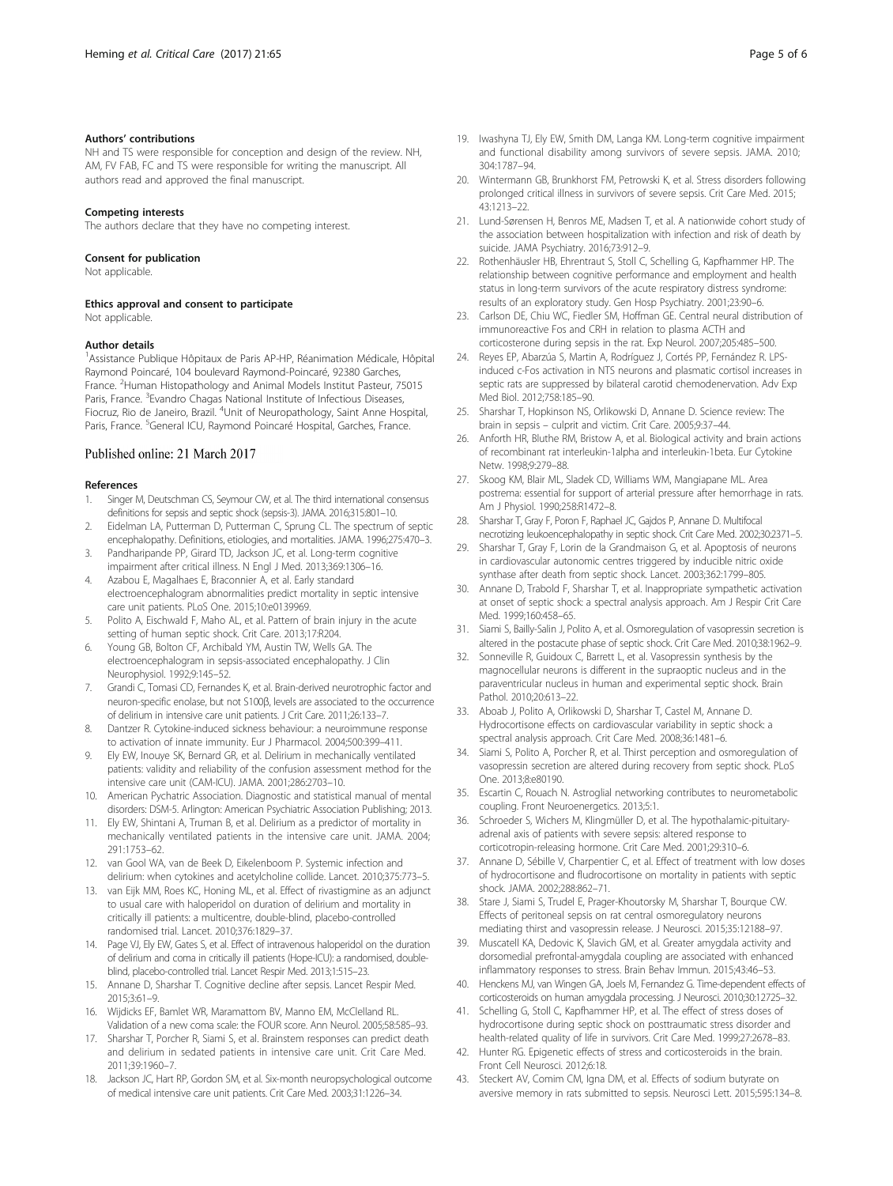#### Authors' contributions

NH and TS were responsible for conception and design of the review. NH, AM, FV FAB, FC and TS were responsible for writing the manuscript. All authors read and approved the final manuscript.

#### Competing interests

The authors declare that they have no competing interest.

#### Consent for publication

Not applicable.

#### Ethics approval and consent to participate

Not applicable.

#### Author details

[1]Assistance Publique Hôpitaux de Paris AP-HP, Réanimation Médicale, Hôpital Raymond Poincaré, 104 boulevard Raymond-Poincaré, 92380 Garches, France. [2]Human Histopathology and Animal Models Institut Pasteur, 75015 Paris, France. [3]Evandro Chagas National Institute of Infectious Diseases, Fiocruz, Rio de Janeiro, Brazil. [4]Unit of Neuropathology, Saint Anne Hospital, Paris, France. [5]General ICU, Raymond Poincaré Hospital, Garches, France.

## Published online: 21 March 2017

### References

1. Singer M, Deutschman CS, Seymour CW, et al. The third international consensus definitions for sepsis and septic shock (sepsis-3). JAMA. 2016;315:801–10.
2. Eidelman LA, Putterman D, Putterman C, Sprung CL. The spectrum of septic encephalopathy. Definitions, etiologies, and mortalities. JAMA. 1996;275:470–3.
3. Pandharipande PP, Girard TD, Jackson JC, et al. Long-term cognitive impairment after critical illness. N Engl J Med. 2013;369:1306–16.
4. Azabou E, Magalhaes E, Braconnier A, et al. Early standard electroencephalogram abnormalities predict mortality in septic intensive care unit patients. PLoS One. 2015;10:e0139969.
5. Polito A, Eischwald F, Maho AL, et al. Pattern of brain injury in the acute setting of human septic shock. Crit Care. 2013;17:R204.
6. Young GB, Bolton CF, Archibald YM, Austin TW, Wells GA. The electroencephalogram in sepsis-associated encephalopathy. J Clin Neurophysiol. 1992;9:145–52.
7. Grandi C, Tomasi CD, Fernandes K, et al. Brain-derived neurotrophic factor and neuron-specific enolase, but not S100β, levels are associated to the occurrence of delirium in intensive care unit patients. J Crit Care. 2011;26:133–7.
8. Dantzer R. Cytokine-induced sickness behaviour: a neuroimmune response to activation of innate immunity. Eur J Pharmacol. 2004;500:399–411.
9. Ely EW, Inouye SK, Bernard GR, et al. Delirium in mechanically ventilated patients: validity and reliability of the confusion assessment method for the intensive care unit (CAM-ICU). JAMA. 2001;286:2703–10.
10. American Pychatric Association. Diagnostic and statistical manual of mental disorders: DSM-5. Arlington: American Psychiatric Association Publishing; 2013.
11. Ely EW, Shintani A, Truman B, et al. Delirium as a predictor of mortality in mechanically ventilated patients in the intensive care unit. JAMA. 2004; 291:1753–62.
12. van Gool WA, van de Beek D, Eikelenboom P. Systemic infection and delirium: when cytokines and acetylcholine collide. Lancet. 2010;375:773–5.
13. van Eijk MM, Roes KC, Honing ML, et al. Effect of rivastigmine as an adjunct to usual care with haloperidol on duration of delirium and mortality in critically ill patients: a multicentre, double-blind, placebo-controlled randomised trial. Lancet. 2010;376:1829–37.
14. Page VJ, Ely EW, Gates S, et al. Effect of intravenous haloperidol on the duration of delirium and coma in critically ill patients (Hope-ICU): a randomised, double-blind, placebo-controlled trial. Lancet Respir Med. 2013;1:515–23.
15. Annane D, Sharshar T. Cognitive decline after sepsis. Lancet Respir Med. 2015;3:61–9.
16. Wijdicks EF, Bamlet WR, Maramattom BV, Manno EM, McClelland RL. Validation of a new coma scale: the FOUR score. Ann Neurol. 2005;58:585–93.
17. Sharshar T, Porcher R, Siami S, et al. Brainstem responses can predict death and delirium in sedated patients in intensive care unit. Crit Care Med. 2011;39:1960–7.
18. Jackson JC, Hart RP, Gordon SM, et al. Six-month neuropsychological outcome of medical intensive care unit patients. Crit Care Med. 2003;31:1226–34.
19. Iwashyna TJ, Ely EW, Smith DM, Langa KM. Long-term cognitive impairment and functional disability among survivors of severe sepsis. JAMA. 2010; 304:1787–94.
20. Wintermann GB, Brunkhorst FM, Petrowski K, et al. Stress disorders following prolonged critical illness in survivors of severe sepsis. Crit Care Med. 2015; 43:1213–22.
21. Lund-Sørensen H, Benros ME, Madsen T, et al. A nationwide cohort study of the association between hospitalization with infection and risk of death by suicide. JAMA Psychiatry. 2016;73:912–9.
22. Rothenhäusler HB, Ehrentraut S, Stoll C, Schelling G, Kapfhammer HP. The relationship between cognitive performance and employment and health status in long-term survivors of the acute respiratory distress syndrome: results of an exploratory study. Gen Hosp Psychiatry. 2001;23:90–6.
23. Carlson DE, Chiu WC, Fiedler SM, Hoffman GE. Central neural distribution of immunoreactive Fos and CRH in relation to plasma ACTH and corticosterone during sepsis in the rat. Exp Neurol. 2007;205:485–500.
24. Reyes EP, Abarzúa S, Martin A, Rodríguez J, Cortés PP, Fernández R. LPS-induced c-Fos activation in NTS neurons and plasmatic cortisol increases in septic rats are suppressed by bilateral carotid chemodenervation. Adv Exp Med Biol. 2012;758:185–90.
25. Sharshar T, Hopkinson NS, Orlikowski D, Annane D. Science review: The brain in sepsis – culprit and victim. Crit Care. 2005;9:37–44.
26. Anforth HR, Bluthe RM, Bristow A, et al. Biological activity and brain actions of recombinant rat interleukin-1alpha and interleukin-1beta. Eur Cytokine Netw. 1998;9:279–88.
27. Skoog KM, Blair ML, Sladek CD, Williams WM, Mangiapane ML. Area postrema: essential for support of arterial pressure after hemorrhage in rats. Am J Physiol. 1990;258:R1472–8.
28. Sharshar T, Gray F, Poron F, Raphael JC, Gajdos P, Annane D. Multifocal necrotizing leukoencephalopathy in septic shock. Crit Care Med. 2002;30:2371–5.
29. Sharshar T, Gray F, Lorin de la Grandmaison G, et al. Apoptosis of neurons in cardiovascular autonomic centres triggered by inducible nitric oxide synthase after death from septic shock. Lancet. 2003;362:1799–805.
30. Annane D, Trabold F, Sharshar T, et al. Inappropriate sympathetic activation at onset of septic shock: a spectral analysis approach. Am J Respir Crit Care Med. 1999;160:458–65.
31. Siami S, Bailly-Salin J, Polito A, et al. Osmoregulation of vasopressin secretion is altered in the postacute phase of septic shock. Crit Care Med. 2010;38:1962–9.
32. Sonneville R, Guidoux C, Barrett L, et al. Vasopressin synthesis by the magnocellular neurons is different in the supraoptic nucleus and in the paraventricular nucleus in human and experimental septic shock. Brain Pathol. 2010;20:613–22.
33. Aboab J, Polito A, Orlikowski D, Sharshar T, Castel M, Annane D. Hydrocortisone effects on cardiovascular variability in septic shock: a spectral analysis approach. Crit Care Med. 2008;36:1481–6.
34. Siami S, Polito A, Porcher R, et al. Thirst perception and osmoregulation of vasopressin secretion are altered during recovery from septic shock. PLoS One. 2013;8:e80190.
35. Escartin C, Rouach N. Astroglial networking contributes to neurometabolic coupling. Front Neuroenergetics. 2013;5:1.
36. Schroeder S, Wichers M, Klingmüller D, et al. The hypothalamic-pituitary-adrenal axis of patients with severe sepsis: altered response to corticotropin-releasing hormone. Crit Care Med. 2001;29:310–6.
37. Annane D, Sébille V, Charpentier C, et al. Effect of treatment with low doses of hydrocortisone and fludrocortisone on mortality in patients with septic shock. JAMA. 2002;288:862–71.
38. Stare J, Siami S, Trudel E, Prager-Khoutorsky M, Sharshar T, Bourque CW. Effects of peritoneal sepsis on rat central osmoregulatory neurons mediating thirst and vasopressin release. J Neurosci. 2015;35:12188–97.
39. Muscatell KA, Dedovic K, Slavich GM, et al. Greater amygdala activity and dorsomedial prefrontal-amygdala coupling are associated with enhanced inflammatory responses to stress. Brain Behav Immun. 2015;43:46–53.
40. Henckens MJ, van Wingen GA, Joels M, Fernandez G. Time-dependent effects of corticosteroids on human amygdala processing. J Neurosci. 2010;30:12725–32.
41. Schelling G, Stoll C, Kapfhammer HP, et al. The effect of stress doses of hydrocortisone during septic shock on posttraumatic stress disorder and health-related quality of life in survivors. Crit Care Med. 1999;27:2678–83.
42. Hunter RG. Epigenetic effects of stress and corticosteroids in the brain. Front Cell Neurosci. 2012;6:18.
43. Steckert AV, Comim CM, Igna DM, et al. Effects of sodium butyrate on aversive memory in rats submitted to sepsis. Neurosci Lett. 2015;595:134–8.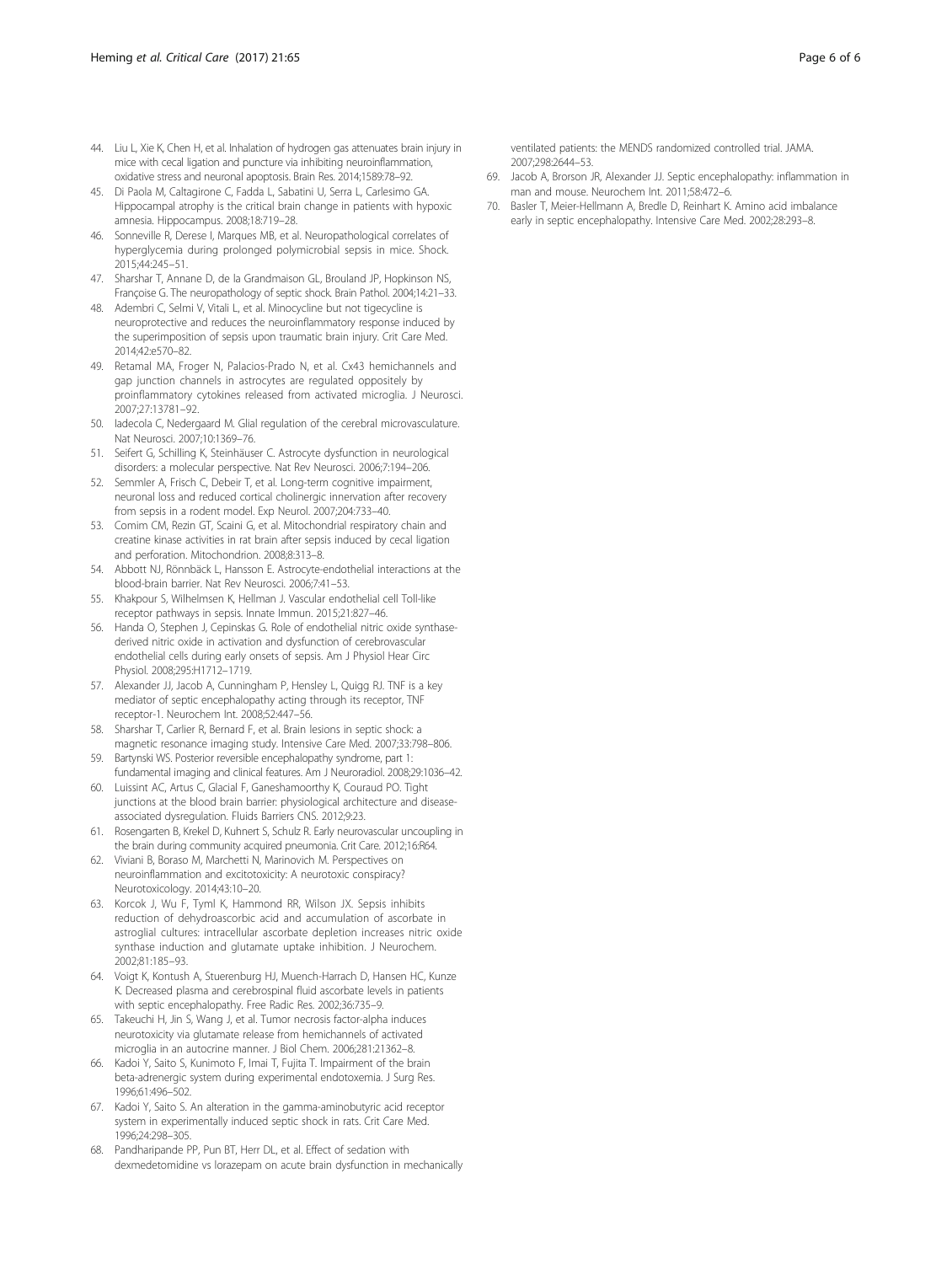44. Liu L, Xie K, Chen H, et al. Inhalation of hydrogen gas attenuates brain injury in mice with cecal ligation and puncture via inhibiting neuroinflammation, oxidative stress and neuronal apoptosis. Brain Res. 2014;1589:78–92.
45. Di Paola M, Caltagirone C, Fadda L, Sabatini U, Serra L, Carlesimo GA. Hippocampal atrophy is the critical brain change in patients with hypoxic amnesia. Hippocampus. 2008;18:719–28.
46. Sonneville R, Derese I, Marques MB, et al. Neuropathological correlates of hyperglycemia during prolonged polymicrobial sepsis in mice. Shock. 2015;44:245–51.
47. Sharshar T, Annane D, de la Grandmaison GL, Brouland JP, Hopkinson NS, Françoise G. The neuropathology of septic shock. Brain Pathol. 2004;14:21–33.
48. Adembri C, Selmi V, Vitali L, et al. Minocycline but not tigecycline is neuroprotective and reduces the neuroinflammatory response induced by the superimposition of sepsis upon traumatic brain injury. Crit Care Med. 2014;42:e570–82.
49. Retamal MA, Froger N, Palacios-Prado N, et al. Cx43 hemichannels and gap junction channels in astrocytes are regulated oppositely by proinflammatory cytokines released from activated microglia. J Neurosci. 2007;27:13781–92.
50. Iadecola C, Nedergaard M. Glial regulation of the cerebral microvasculature. Nat Neurosci. 2007;10:1369–76.
51. Seifert G, Schilling K, Steinhäuser C. Astrocyte dysfunction in neurological disorders: a molecular perspective. Nat Rev Neurosci. 2006;7:194–206.
52. Semmler A, Frisch C, Debeir T, et al. Long-term cognitive impairment, neuronal loss and reduced cortical cholinergic innervation after recovery from sepsis in a rodent model. Exp Neurol. 2007;204:733–40.
53. Comim CM, Rezin GT, Scaini G, et al. Mitochondrial respiratory chain and creatine kinase activities in rat brain after sepsis induced by cecal ligation and perforation. Mitochondrion. 2008;8:313–8.
54. Abbott NJ, Rönnbäck L, Hansson E. Astrocyte-endothelial interactions at the blood-brain barrier. Nat Rev Neurosci. 2006;7:41–53.
55. Khakpour S, Wilhelmsen K, Hellman J. Vascular endothelial cell Toll-like receptor pathways in sepsis. Innate Immun. 2015;21:827–46.
56. Handa O, Stephen J, Cepinskas G. Role of endothelial nitric oxide synthase-derived nitric oxide in activation and dysfunction of cerebrovascular endothelial cells during early onsets of sepsis. Am J Physiol Hear Circ Physiol. 2008;295:H1712–1719.
57. Alexander JJ, Jacob A, Cunningham P, Hensley L, Quigg RJ. TNF is a key mediator of septic encephalopathy acting through its receptor, TNF receptor-1. Neurochem Int. 2008;52:447–56.
58. Sharshar T, Carlier R, Bernard F, et al. Brain lesions in septic shock: a magnetic resonance imaging study. Intensive Care Med. 2007;33:798–806.
59. Bartynski WS. Posterior reversible encephalopathy syndrome, part 1: fundamental imaging and clinical features. Am J Neuroradiol. 2008;29:1036–42.
60. Luissint AC, Artus C, Glacial F, Ganeshamoorthy K, Couraud PO. Tight junctions at the blood brain barrier: physiological architecture and disease-associated dysregulation. Fluids Barriers CNS. 2012;9:23.
61. Rosengarten B, Krekel D, Kuhnert S, Schulz R. Early neurovascular uncoupling in the brain during community acquired pneumonia. Crit Care. 2012;16:R64.
62. Viviani B, Boraso M, Marchetti N, Marinovich M. Perspectives on neuroinflammation and excitotoxicity: A neurotoxic conspiracy? Neurotoxicology. 2014;43:10–20.
63. Korcok J, Wu F, Tyml K, Hammond RR, Wilson JX. Sepsis inhibits reduction of dehydroascorbic acid and accumulation of ascorbate in astroglial cultures: intracellular ascorbate depletion increases nitric oxide synthase induction and glutamate uptake inhibition. J Neurochem. 2002;81:185–93.
64. Voigt K, Kontush A, Stuerenburg HJ, Muench-Harrach D, Hansen HC, Kunze K. Decreased plasma and cerebrospinal fluid ascorbate levels in patients with septic encephalopathy. Free Radic Res. 2002;36:735–9.
65. Takeuchi H, Jin S, Wang J, et al. Tumor necrosis factor-alpha induces neurotoxicity via glutamate release from hemichannels of activated microglia in an autocrine manner. J Biol Chem. 2006;281:21362–8.
66. Kadoi Y, Saito S, Kunimoto F, Imai T, Fujita T. Impairment of the brain beta-adrenergic system during experimental endotoxemia. J Surg Res. 1996;61:496–502.
67. Kadoi Y, Saito S. An alteration in the gamma-aminobutyric acid receptor system in experimentally induced septic shock in rats. Crit Care Med. 1996;24:298–305.
68. Pandharipande PP, Pun BT, Herr DL, et al. Effect of sedation with dexmedetomidine vs lorazepam on acute brain dysfunction in mechanically ventilated patients: the MENDS randomized controlled trial. JAMA. 2007;298:2644–53.
69. Jacob A, Brorson JR, Alexander JJ. Septic encephalopathy: inflammation in man and mouse. Neurochem Int. 2011;58:472–6.
70. Basler T, Meier-Hellmann A, Bredle D, Reinhart K. Amino acid imbalance early in septic encephalopathy. Intensive Care Med. 2002;28:293–8.